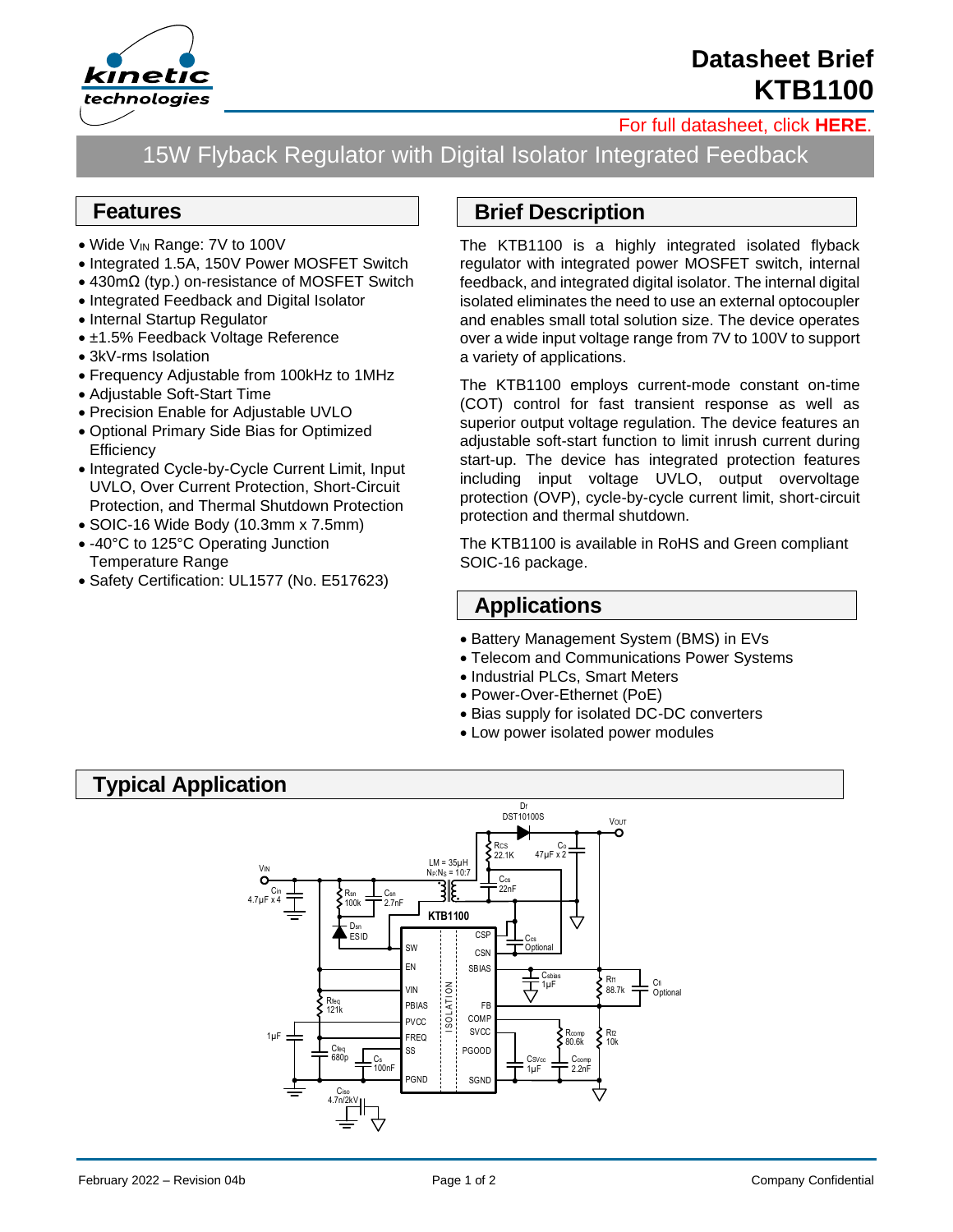# Datasheet Brief KTB1100

For full datasheet, click **HERE**.

## 15W Flyback Regulator with Digital Isolator Integrated Feedback

## Features

- Wide $V_{IN}$ Range: 7V to 100V
- Integrated 1.5A, 150V Power MOSFET Switch
- 430mΩ (typ.) on-resistance of MOSFET Switch
- Integrated Feedback and Digital Isolator
- Internal Startup Regulator
- ±1.5% Feedback Voltage Reference
- 3kV-rms Isolation
- Frequency Adjustable from 100kHz to 1MHz
- Adjustable Soft-Start Time
- Precision Enable for Adjustable UVLO
- Optional Primary Side Bias for Optimized Efficiency
- Integrated Cycle-by-Cycle Current Limit, Input UVLO, Over Current Protection, Short-Circuit Protection, and Thermal Shutdown Protection
- SOIC-16 Wide Body (10.3mm x 7.5mm)
- -40°C to 125°C Operating Junction Temperature Range
- Safety Certification: UL1577 (No. E517623)

## Brief Description

The KTB1100 is a highly integrated isolated flyback regulator with integrated power MOSFET switch, internal feedback, and integrated digital isolator. The internal digital isolated eliminates the need to use an external optocoupler and enables small total solution size. The device operates over a wide input voltage range from 7V to 100V to support a variety of applications.

The KTB1100 employs current-mode constant on-time (COT) control for fast transient response as well as superior output voltage regulation. The device features an adjustable soft-start function to limit inrush current during start-up. The device has integrated protection features including input voltage UVLO, output overvoltage protection (OVP), cycle-by-cycle current limit, short-circuit protection and thermal shutdown.

The KTB1100 is available in RoHS and Green compliant SOIC-16 package.

## Applications

- Battery Management System (BMS) in EVs
- Telecom and Communications Power Systems
- Industrial PLCs, Smart Meters
- Power-Over-Ethernet (PoE)
- Bias supply for isolated DC-DC converters
- Low power isolated power modules

## Typical Application

February 2022 – Revision 04b

Company Confidential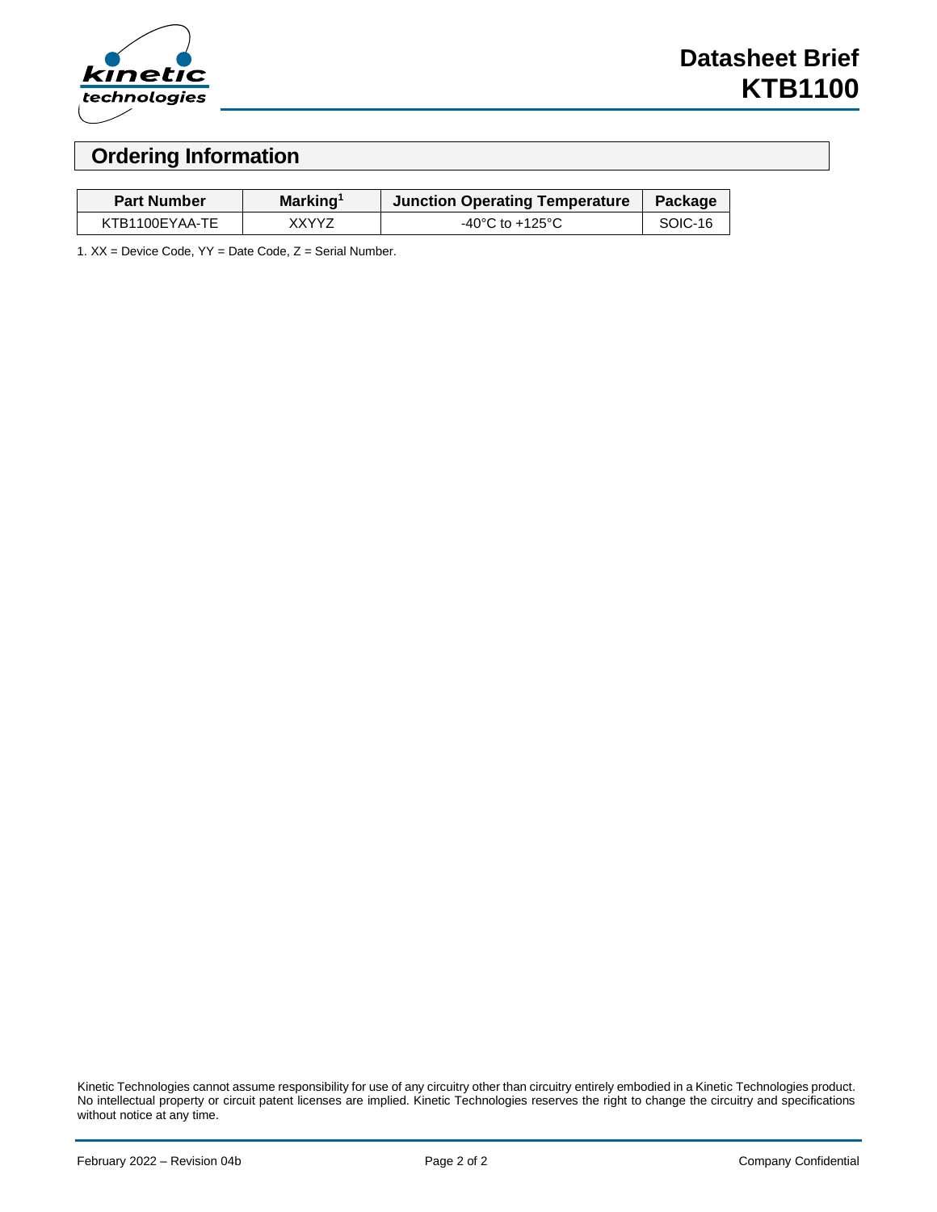## Ordering Information

| Part Number | Marking[1] | Junction Operating Temperature | Package |
|---|---|---|---|
| KTB1100EYAA-TE | XXYYZ | -40°C to +125°C | SOIC-16 |

1. XX = Device Code, YY = Date Code, Z = Serial Number.

Kinetic Technologies cannot assume responsibility for use of any circuitry other than circuitry entirely embodied in a Kinetic Technologies product. No intellectual property or circuit patent licenses are implied. Kinetic Technologies reserves the right to change the circuitry and specifications without notice at any time.